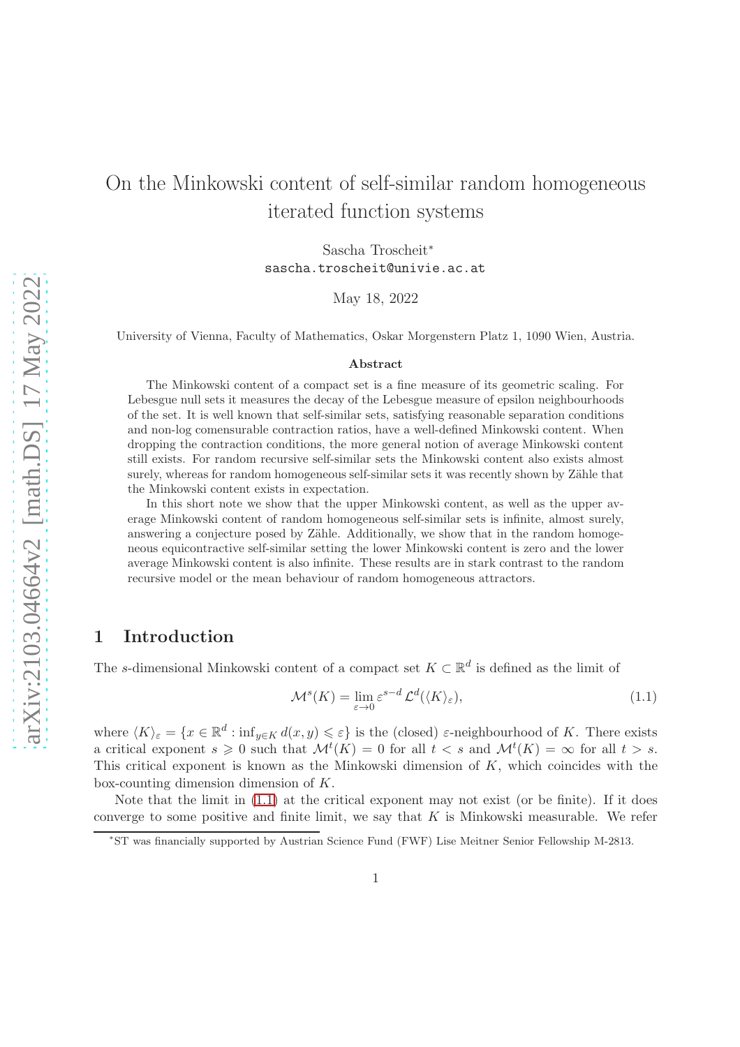# On the Minkowski content of self-similar random homogeneous iterated function systems

Sascha Troscheit*
sascha.troscheit@univie.ac.at

May 18, 2022

University of Vienna, Faculty of Mathematics, Oskar Morgenstern Platz 1, 1090 Wien, Austria.

### Abstract

The Minkowski content of a compact set is a fine measure of its geometric scaling. For Lebesgue null sets it measures the decay of the Lebesgue measure of epsilon neighbourhoods of the set. It is well known that self-similar sets, satisfying reasonable separation conditions and non-log comensurable contraction ratios, have a well-defined Minkowski content. When dropping the contraction conditions, the more general notion of average Minkowski content still exists. For random recursive self-similar sets the Minkowski content also exists almost surely, whereas for random homogeneous self-similar sets it was recently shown by Zähle that the Minkowski content exists in expectation.

In this short note we show that the upper Minkowski content, as well as the upper average Minkowski content of random homogeneous self-similar sets is infinite, almost surely, answering a conjecture posed by Zähle. Additionally, we show that in the random homogeneous equicontractive self-similar setting the lower Minkowski content is zero and the lower average Minkowski content is also infinite. These results are in stark contrast to the random recursive model or the mean behaviour of random homogeneous attractors.

## 1 Introduction

The $s$-dimensional Minkowski content of a compact set $K \subset \mathbb{R}^d$ is defined as the limit of

$$\mathcal{M}^s(K) = \lim_{\varepsilon \to 0} \varepsilon^{s-d}\, \mathcal{L}^d(\langle K \rangle_\varepsilon), \tag{1.1}$$

where $\langle K \rangle_\varepsilon = \{x \in \mathbb{R}^d : \inf_{y \in K} d(x,y) \leqslant \varepsilon\}$ is the (closed) $\varepsilon$-neighbourhood of $K$. There exists a critical exponent $s \geqslant 0$ such that $\mathcal{M}^t(K) = 0$ for all $t < s$ and $\mathcal{M}^t(K) = \infty$ for all $t > s$. This critical exponent is known as the Minkowski dimension of $K$, which coincides with the box-counting dimension dimension of $K$.

Note that the limit in (1.1) at the critical exponent may not exist (or be finite). If it does converge to some positive and finite limit, we say that $K$ is Minkowski measurable. We refer

*ST was financially supported by Austrian Science Fund (FWF) Lise Meitner Senior Fellowship M-2813.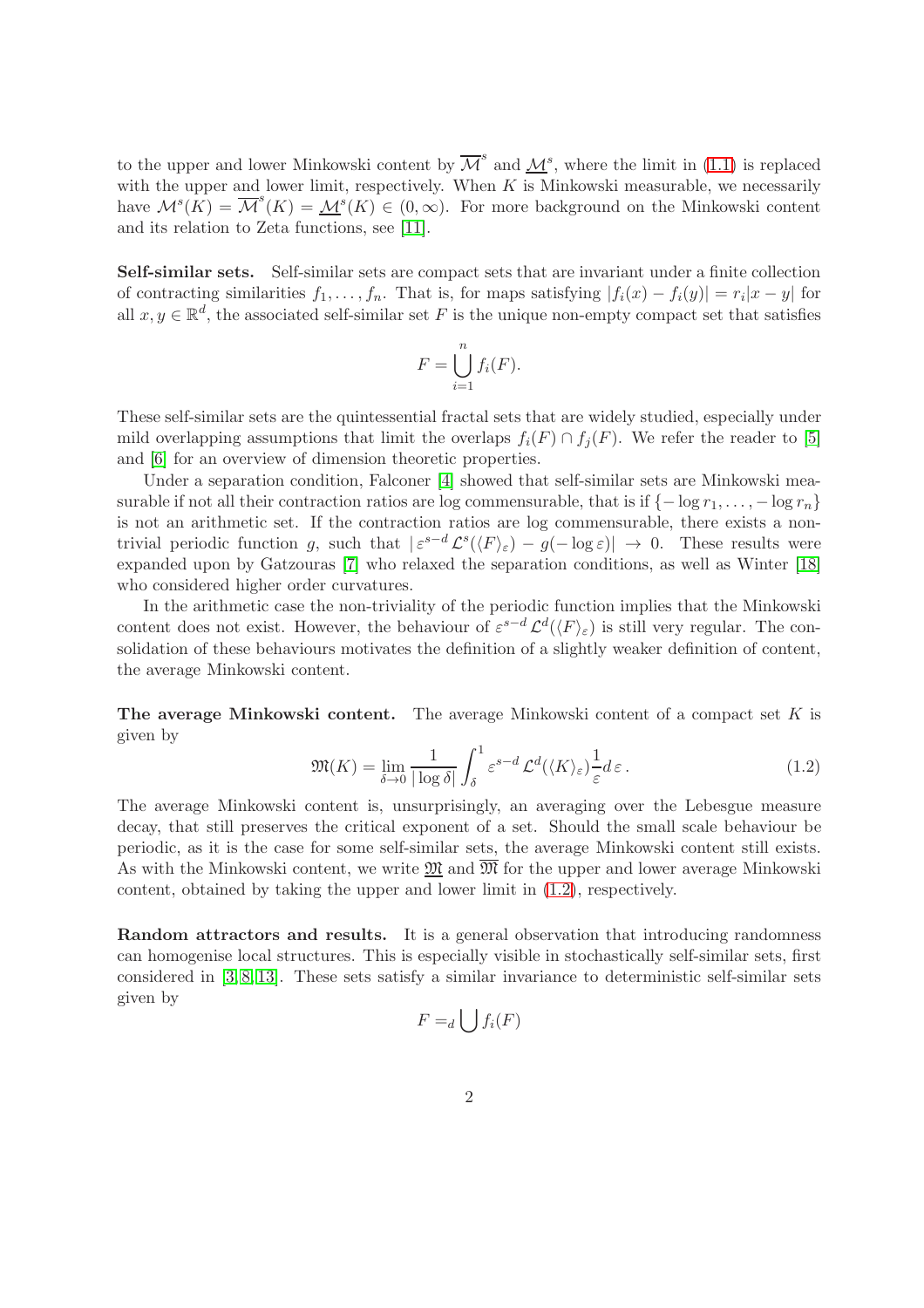to the upper and lower Minkowski content by $\overline{\mathcal{M}}^s$ and $\underline{\mathcal{M}}^s$, where the limit in (1.1) is replaced with the upper and lower limit, respectively. When $K$ is Minkowski measurable, we necessarily have $\mathcal{M}^s(K) = \overline{\mathcal{M}}^s(K) = \underline{\mathcal{M}}^s(K) \in (0, \infty)$. For more background on the Minkowski content and its relation to Zeta functions, see [11].

**Self-similar sets.** Self-similar sets are compact sets that are invariant under a finite collection of contracting similarities $f_1, \ldots, f_n$. That is, for maps satisfying $|f_i(x) - f_i(y)| = r_i|x - y|$ for all $x, y \in \mathbb{R}^d$, the associated self-similar set $F$ is the unique non-empty compact set that satisfies

$$F = \bigcup_{i=1}^{n} f_i(F).$$

These self-similar sets are the quintessential fractal sets that are widely studied, especially under mild overlapping assumptions that limit the overlaps $f_i(F) \cap f_j(F)$. We refer the reader to [5] and [6] for an overview of dimension theoretic properties.

Under a separation condition, Falconer [4] showed that self-similar sets are Minkowski measurable if not all their contraction ratios are log commensurable, that is if $\{-\log r_1, \ldots, -\log r_n\}$ is not an arithmetic set. If the contraction ratios are log commensurable, there exists a non-trivial periodic function $g$, such that $|\varepsilon^{s-d}\, \mathcal{L}^s(\langle F \rangle_\varepsilon) - g(-\log \varepsilon)| \to 0$. These results were expanded upon by Gatzouras [7] who relaxed the separation conditions, as well as Winter [18] who considered higher order curvatures.

In the arithmetic case the non-triviality of the periodic function implies that the Minkowski content does not exist. However, the behaviour of $\varepsilon^{s-d}\, \mathcal{L}^d(\langle F \rangle_\varepsilon)$ is still very regular. The consolidation of these behaviours motivates the definition of a slightly weaker definition of content, the average Minkowski content.

**The average Minkowski content.** The average Minkowski content of a compact set $K$ is given by

$$\mathfrak{M}(K) = \lim_{\delta \to 0} \frac{1}{|\log \delta|} \int_\delta^1 \varepsilon^{s-d}\, \mathcal{L}^d(\langle K \rangle_\varepsilon) \frac{1}{\varepsilon} d\,\varepsilon\,. \tag{1.2}$$

The average Minkowski content is, unsurprisingly, an averaging over the Lebesgue measure decay, that still preserves the critical exponent of a set. Should the small scale behaviour be periodic, as it is the case for some self-similar sets, the average Minkowski content still exists. As with the Minkowski content, we write $\underline{\mathfrak{M}}$ and $\overline{\mathfrak{M}}$ for the upper and lower average Minkowski content, obtained by taking the upper and lower limit in (1.2), respectively.

**Random attractors and results.** It is a general observation that introducing randomness can homogenise local structures. This is especially visible in stochastically self-similar sets, first considered in [3, 8, 13]. These sets satisfy a similar invariance to deterministic self-similar sets given by

$$F =_d \bigcup f_i(F)$$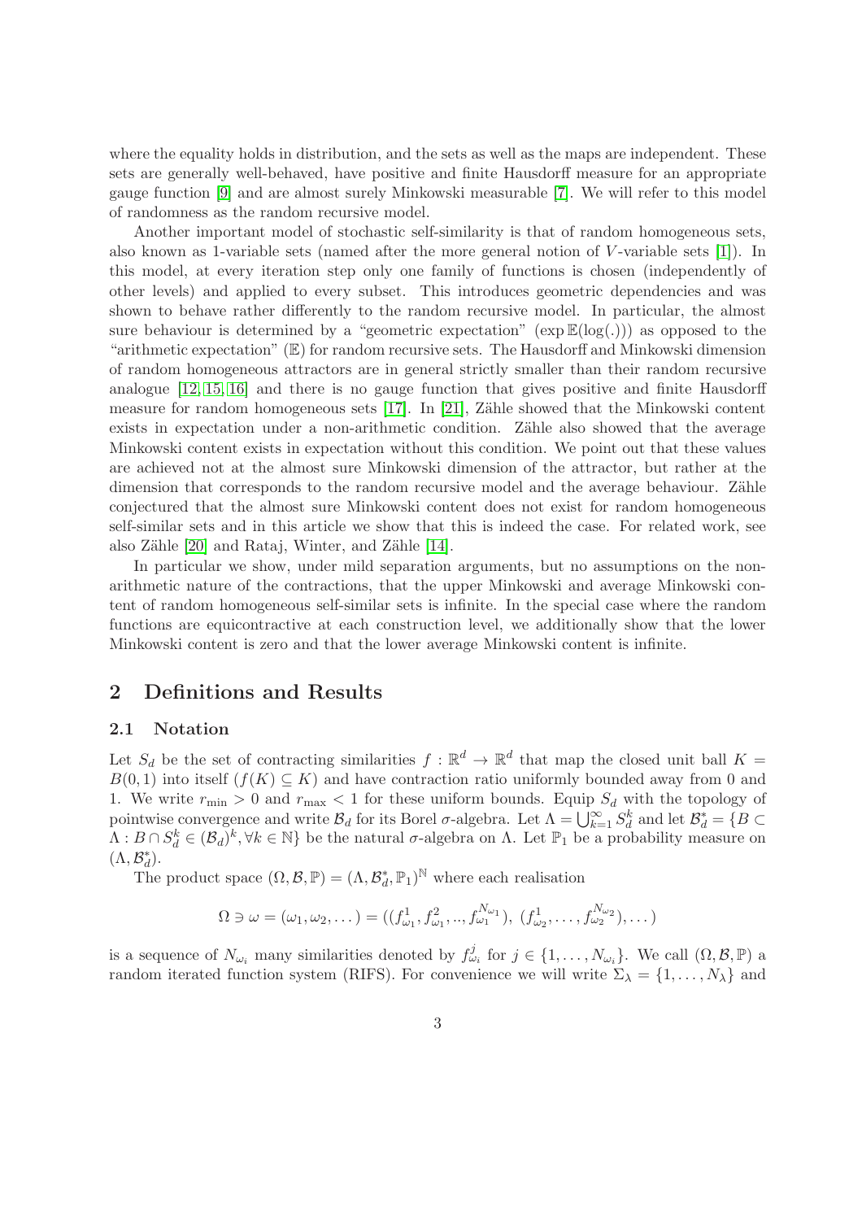where the equality holds in distribution, and the sets as well as the maps are independent. These sets are generally well-behaved, have positive and finite Hausdorff measure for an appropriate gauge function [9] and are almost surely Minkowski measurable [7]. We will refer to this model of randomness as the random recursive model.

Another important model of stochastic self-similarity is that of random homogeneous sets, also known as 1-variable sets (named after the more general notion of $V$-variable sets [1]). In this model, at every iteration step only one family of functions is chosen (independently of other levels) and applied to every subset. This introduces geometric dependencies and was shown to behave rather differently to the random recursive model. In particular, the almost sure behaviour is determined by a "geometric expectation" ($\exp \mathbb{E}(\log(.))$) as opposed to the "arithmetic expectation" ($\mathbb{E}$) for random recursive sets. The Hausdorff and Minkowski dimension of random homogeneous attractors are in general strictly smaller than their random recursive analogue [12, 15, 16] and there is no gauge function that gives positive and finite Hausdorff measure for random homogeneous sets [17]. In [21], Zähle showed that the Minkowski content exists in expectation under a non-arithmetic condition. Zähle also showed that the average Minkowski content exists in expectation without this condition. We point out that these values are achieved not at the almost sure Minkowski dimension of the attractor, but rather at the dimension that corresponds to the random recursive model and the average behaviour. Zähle conjectured that the almost sure Minkowski content does not exist for random homogeneous self-similar sets and in this article we show that this is indeed the case. For related work, see also Zähle [20] and Rataj, Winter, and Zähle [14].

In particular we show, under mild separation arguments, but no assumptions on the non-arithmetic nature of the contractions, that the upper Minkowski and average Minkowski content of random homogeneous self-similar sets is infinite. In the special case where the random functions are equicontractive at each construction level, we additionally show that the lower Minkowski content is zero and that the lower average Minkowski content is infinite.

## 2 Definitions and Results

### 2.1 Notation

Let $S_d$ be the set of contracting similarities $f : \mathbb{R}^d \to \mathbb{R}^d$ that map the closed unit ball $K = B(0,1)$ into itself ($f(K) \subseteq K$) and have contraction ratio uniformly bounded away from 0 and 1. We write $r_{\min} > 0$ and $r_{\max} < 1$ for these uniform bounds. Equip $S_d$ with the topology of pointwise convergence and write $\mathcal{B}_d$ for its Borel $\sigma$-algebra. Let $\Lambda = \bigcup_{k=1}^{\infty} S_d^k$ and let $\mathcal{B}_d^* = \{B \subset \Lambda : B \cap S_d^k \in (\mathcal{B}_d)^k, \forall k \in \mathbb{N}\}$ be the natural $\sigma$-algebra on $\Lambda$. Let $\mathbb{P}_1$ be a probability measure on $(\Lambda, \mathcal{B}_d^*)$.

The product space $(\Omega, \mathcal{B}, \mathbb{P}) = (\Lambda, \mathcal{B}_d^*, \mathbb{P}_1)^{\mathbb{N}}$ where each realisation

$$\Omega \ni \omega = (\omega_1, \omega_2, \dots) = ((f_{\omega_1}^1, f_{\omega_1}^2, .., f_{\omega_1}^{N_{\omega_1}}),\ (f_{\omega_2}^1, \dots, f_{\omega_2}^{N_{\omega_2}}), \dots)$$

is a sequence of $N_{\omega_i}$ many similarities denoted by $f_{\omega_i}^j$ for $j \in \{1, \dots, N_{\omega_i}\}$. We call $(\Omega, \mathcal{B}, \mathbb{P})$ a random iterated function system (RIFS). For convenience we will write $\Sigma_\lambda = \{1, \dots, N_\lambda\}$ and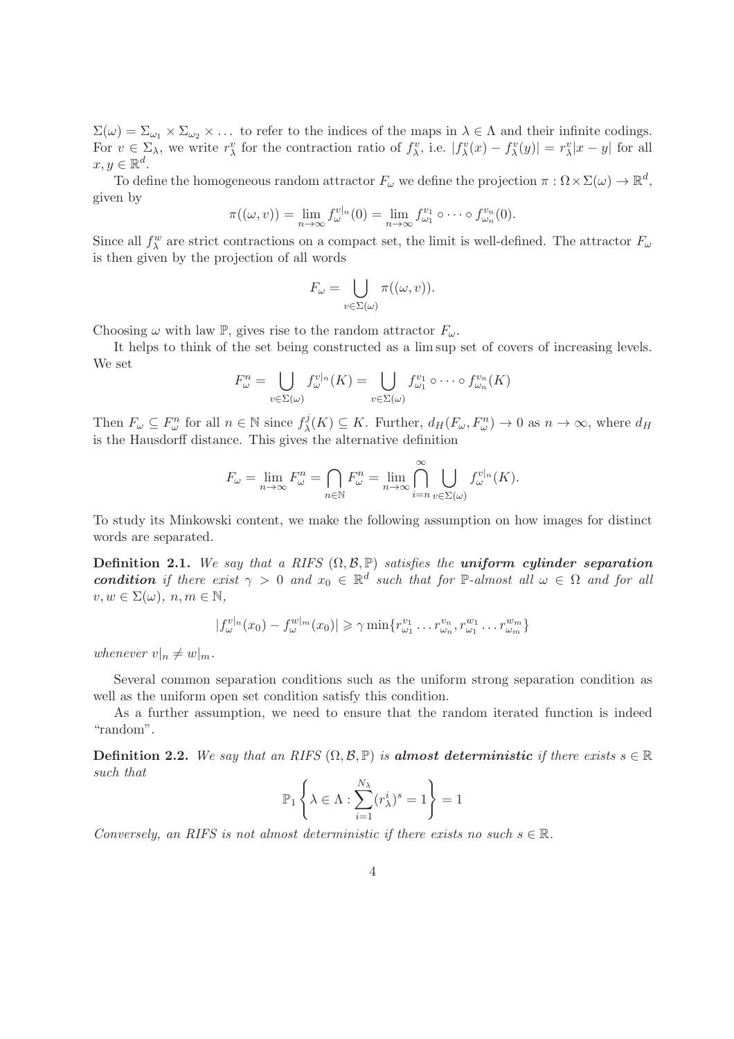$\Sigma(\omega) = \Sigma_{\omega_1} \times \Sigma_{\omega_2} \times \dots$ to refer to the indices of the maps in $\lambda \in \Lambda$ and their infinite codings. For $v \in \Sigma_\lambda$, we write $r_\lambda^v$ for the contraction ratio of $f_\lambda^v$, i.e. $|f_\lambda^v(x) - f_\lambda^v(y)| = r_\lambda^v |x-y|$ for all $x, y \in \mathbb{R}^d$.

To define the homogeneous random attractor $F_\omega$ we define the projection $\pi : \Omega \times \Sigma(\omega) \to \mathbb{R}^d$, given by

$$\pi((\omega, v)) = \lim_{n\to\infty} f_\omega^{v|_n}(0) = \lim_{n\to\infty} f_{\omega_1}^{v_1} \circ \dots \circ f_{\omega_n}^{v_n}(0).$$

Since all $f_\lambda^w$ are strict contractions on a compact set, the limit is well-defined. The attractor $F_\omega$ is then given by the projection of all words

$$F_\omega = \bigcup_{v \in \Sigma(\omega)} \pi((\omega, v)).$$

Choosing $\omega$ with law $\mathbb{P}$, gives rise to the random attractor $F_\omega$.

It helps to think of the set being constructed as a lim sup set of covers of increasing levels. We set

$$F_\omega^n = \bigcup_{v \in \Sigma(\omega)} f_\omega^{v|_n}(K) = \bigcup_{v \in \Sigma(\omega)} f_{\omega_1}^{v_1} \circ \dots \circ f_{\omega_n}^{v_n}(K)$$

Then $F_\omega \subseteq F_\omega^n$ for all $n \in \mathbb{N}$ since $f_\lambda^j(K) \subseteq K$. Further, $d_H(F_\omega, F_\omega^n) \to 0$ as $n \to \infty$, where $d_H$ is the Hausdorff distance. This gives the alternative definition

$$F_\omega = \lim_{n\to\infty} F_\omega^n = \bigcap_{n \in \mathbb{N}} F_\omega^n = \lim_{n\to\infty} \bigcap_{i=n}^{\infty} \bigcup_{v \in \Sigma(\omega)} f_\omega^{v|_n}(K).$$

To study its Minkowski content, we make the following assumption on how images for distinct words are separated.

**Definition 2.1.** *We say that a RIFS $(\Omega, \mathcal{B}, \mathbb{P})$ satisfies the* ***uniform cylinder separation condition*** *if there exist $\gamma > 0$ and $x_0 \in \mathbb{R}^d$ such that for $\mathbb{P}$-almost all $\omega \in \Omega$ and for all $v, w \in \Sigma(\omega)$, $n, m \in \mathbb{N}$,*

$$|f_\omega^{v|_n}(x_0) - f_\omega^{w|_m}(x_0)| \geqslant \gamma \min\{r_{\omega_1}^{v_1} \dots r_{\omega_n}^{v_n}, r_{\omega_1}^{w_1} \dots r_{\omega_m}^{w_m}\}$$

*whenever $v|_n \neq w|_m$.*

Several common separation conditions such as the uniform strong separation condition as well as the uniform open set condition satisfy this condition.

As a further assumption, we need to ensure that the random iterated function is indeed "random".

**Definition 2.2.** *We say that an RIFS $(\Omega, \mathcal{B}, \mathbb{P})$ is* ***almost deterministic*** *if there exists $s \in \mathbb{R}$ such that*

$$\mathbb{P}_1 \left\{ \lambda \in \Lambda : \sum_{i=1}^{N_\lambda} (r_\lambda^i)^s = 1 \right\} = 1$$

*Conversely, an RIFS is not almost deterministic if there exists no such $s \in \mathbb{R}$.*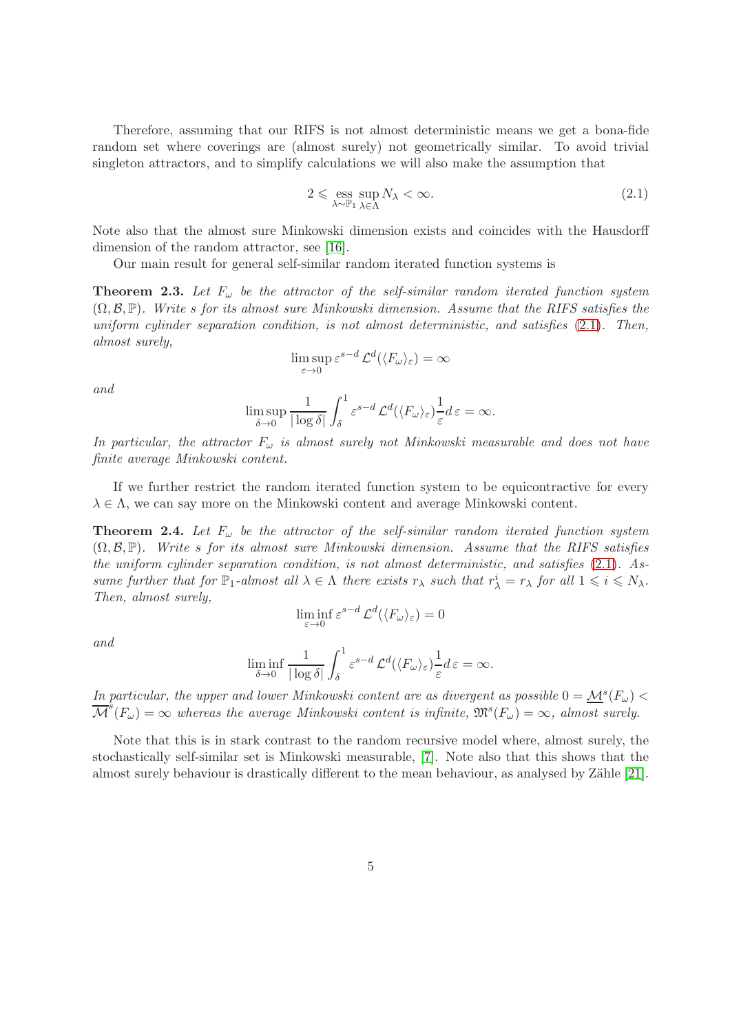Therefore, assuming that our RIFS is not almost deterministic means we get a bona-fide random set where coverings are (almost surely) not geometrically similar. To avoid trivial singleton attractors, and to simplify calculations we will also make the assumption that

$$2 \leqslant \operatorname*{ess\,sup}_{\lambda \sim \mathbb{P}_1} \sup_{\lambda \in \Lambda} N_\lambda < \infty. \tag{2.1}$$

Note also that the almost sure Minkowski dimension exists and coincides with the Hausdorff dimension of the random attractor, see [16].

Our main result for general self-similar random iterated function systems is

**Theorem 2.3.** *Let $F_\omega$ be the attractor of the self-similar random iterated function system $(\Omega, \mathcal{B}, \mathbb{P})$. Write $s$ for its almost sure Minkowski dimension. Assume that the RIFS satisfies the uniform cylinder separation condition, is not almost deterministic, and satisfies (2.1). Then, almost surely,*

$$\limsup_{\varepsilon \to 0} \varepsilon^{s-d} \mathcal{L}^d(\langle F_\omega \rangle_\varepsilon) = \infty$$

*and*

$$\limsup_{\delta \to 0} \frac{1}{|\log \delta|} \int_\delta^1 \varepsilon^{s-d} \mathcal{L}^d(\langle F_\omega \rangle_\varepsilon) \frac{1}{\varepsilon} d\,\varepsilon = \infty.$$

*In particular, the attractor $F_\omega$ is almost surely not Minkowski measurable and does not have finite average Minkowski content.*

If we further restrict the random iterated function system to be equicontractive for every $\lambda \in \Lambda$, we can say more on the Minkowski content and average Minkowski content.

**Theorem 2.4.** *Let $F_\omega$ be the attractor of the self-similar random iterated function system $(\Omega, \mathcal{B}, \mathbb{P})$. Write $s$ for its almost sure Minkowski dimension. Assume that the RIFS satisfies the uniform cylinder separation condition, is not almost deterministic, and satisfies (2.1). Assume further that for $\mathbb{P}_1$-almost all $\lambda \in \Lambda$ there exists $r_\lambda$ such that $r_\lambda^i = r_\lambda$ for all $1 \leqslant i \leqslant N_\lambda$. Then, almost surely,*

$$\liminf_{\varepsilon \to 0} \varepsilon^{s-d} \mathcal{L}^d(\langle F_\omega \rangle_\varepsilon) = 0$$

*and*

$$\liminf_{\delta \to 0} \frac{1}{|\log \delta|} \int_\delta^1 \varepsilon^{s-d} \mathcal{L}^d(\langle F_\omega \rangle_\varepsilon) \frac{1}{\varepsilon} d\,\varepsilon = \infty.$$

*In particular, the upper and lower Minkowski content are as divergent as possible $0 = \underline{\mathcal{M}}^s(F_\omega) < \overline{\mathcal{M}}^s(F_\omega) = \infty$ whereas the average Minkowski content is infinite, $\mathfrak{M}^s(F_\omega) = \infty$, almost surely.*

Note that this is in stark contrast to the random recursive model where, almost surely, the stochastically self-similar set is Minkowski measurable, [7]. Note also that this shows that the almost surely behaviour is drastically different to the mean behaviour, as analysed by Zähle [21].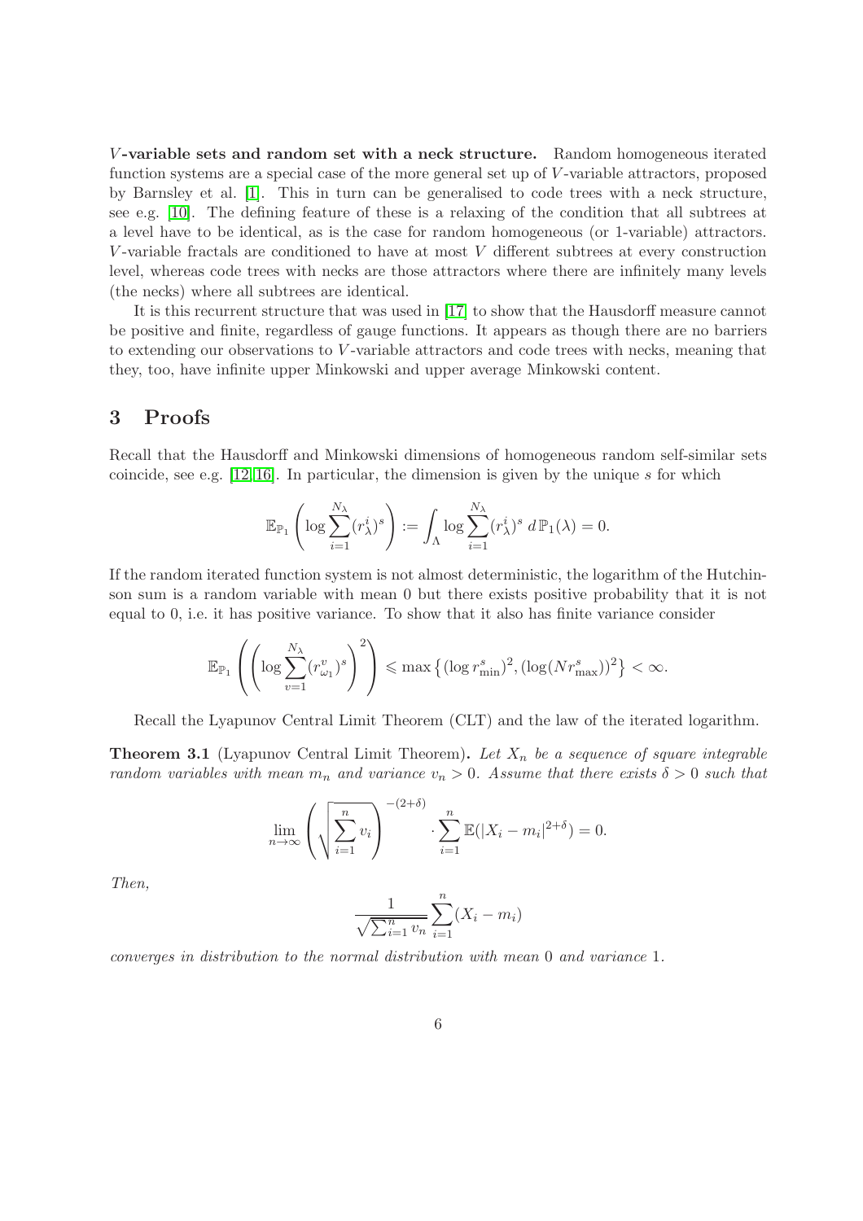**$V$-variable sets and random set with a neck structure.** Random homogeneous iterated function systems are a special case of the more general set up of $V$-variable attractors, proposed by Barnsley et al. [1]. This in turn can be generalised to code trees with a neck structure, see e.g. [10]. The defining feature of these is a relaxing of the condition that all subtrees at a level have to be identical, as is the case for random homogeneous (or 1-variable) attractors. $V$-variable fractals are conditioned to have at most $V$ different subtrees at every construction level, whereas code trees with necks are those attractors where there are infinitely many levels (the necks) where all subtrees are identical.

It is this recurrent structure that was used in [17] to show that the Hausdorff measure cannot be positive and finite, regardless of gauge functions. It appears as though there are no barriers to extending our observations to $V$-variable attractors and code trees with necks, meaning that they, too, have infinite upper Minkowski and upper average Minkowski content.

# 3 Proofs

Recall that the Hausdorff and Minkowski dimensions of homogeneous random self-similar sets coincide, see e.g. [12, 16]. In particular, the dimension is given by the unique $s$ for which

$$\mathbb{E}_{\mathbb{P}_1}\left(\log\sum_{i=1}^{N_\lambda}(r_\lambda^i)^s\right) := \int_\Lambda \log\sum_{i=1}^{N_\lambda}(r_\lambda^i)^s \, d\,\mathbb{P}_1(\lambda) = 0.$$

If the random iterated function system is not almost deterministic, the logarithm of the Hutchinson sum is a random variable with mean 0 but there exists positive probability that it is not equal to 0, i.e. it has positive variance. To show that it also has finite variance consider

$$\mathbb{E}_{\mathbb{P}_1}\left(\left(\log\sum_{v=1}^{N_\lambda}(r_{\omega_1}^v)^s\right)^2\right) \leqslant \max\left\{(\log r_{\min}^s)^2, (\log(N r_{\max}^s))^2\right\} < \infty.$$

Recall the Lyapunov Central Limit Theorem (CLT) and the law of the iterated logarithm.

**Theorem 3.1** (Lyapunov Central Limit Theorem)**.** *Let $X_n$ be a sequence of square integrable random variables with mean $m_n$ and variance $v_n > 0$. Assume that there exists $\delta > 0$ such that*

$$\lim_{n\to\infty}\left(\sqrt{\sum_{i=1}^n v_i}\right)^{-(2+\delta)} \cdot \sum_{i=1}^n \mathbb{E}(|X_i - m_i|^{2+\delta}) = 0.$$

*Then,*

$$\frac{1}{\sqrt{\sum_{i=1}^n v_n}}\sum_{i=1}^n (X_i - m_i)$$

*converges in distribution to the normal distribution with mean 0 and variance 1.*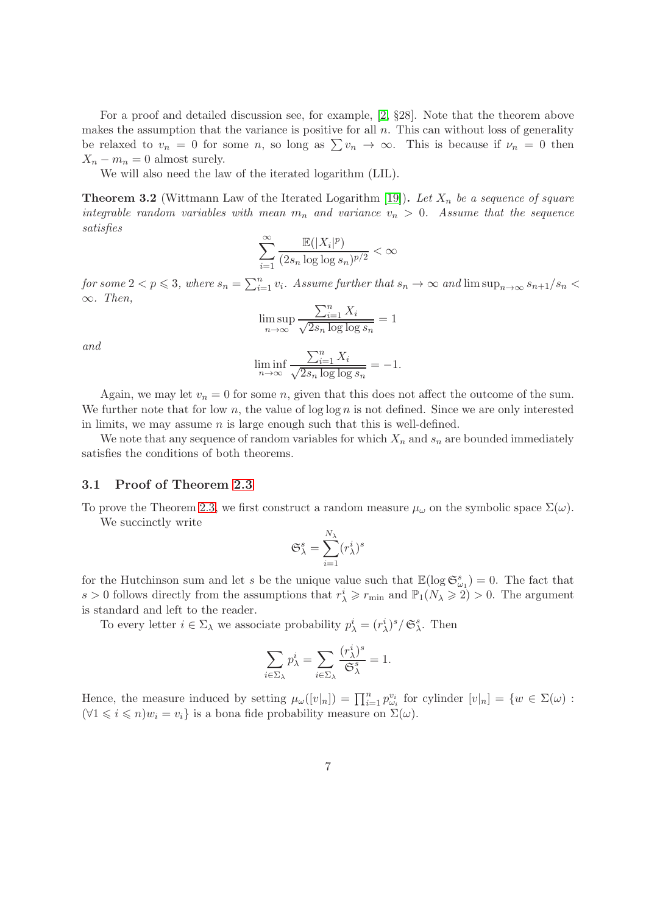For a proof and detailed discussion see, for example, [2, §28]. Note that the theorem above makes the assumption that the variance is positive for all $n$. This can without loss of generality be relaxed to $v_n = 0$ for some $n$, so long as $\sum v_n \to \infty$. This is because if $\nu_n = 0$ then $X_n - m_n = 0$ almost surely.

We will also need the law of the iterated logarithm (LIL).

**Theorem 3.2** (Wittmann Law of the Iterated Logarithm [19]). *Let $X_n$ be a sequence of square integrable random variables with mean $m_n$ and variance $v_n > 0$. Assume that the sequence satisfies*

$$\sum_{i=1}^{\infty} \frac{\mathbb{E}(|X_i|^p)}{(2s_n \log\log s_n)^{p/2}} < \infty$$

*for some $2 < p \leqslant 3$, where $s_n = \sum_{i=1}^n v_i$. Assume further that $s_n \to \infty$ and $\limsup_{n\to\infty} s_{n+1}/s_n < \infty$. Then,*

$$\limsup_{n\to\infty} \frac{\sum_{i=1}^n X_i}{\sqrt{2s_n \log\log s_n}} = 1$$

*and*

$$\liminf_{n\to\infty} \frac{\sum_{i=1}^n X_i}{\sqrt{2s_n \log\log s_n}} = -1.$$

Again, we may let $v_n = 0$ for some $n$, given that this does not affect the outcome of the sum. We further note that for low $n$, the value of $\log\log n$ is not defined. Since we are only interested in limits, we may assume $n$ is large enough such that this is well-defined.

We note that any sequence of random variables for which $X_n$ and $s_n$ are bounded immediately satisfies the conditions of both theorems.

## 3.1 Proof of Theorem 2.3

To prove the Theorem 2.3, we first construct a random measure $\mu_\omega$ on the symbolic space $\Sigma(\omega)$.

We succinctly write

$$\mathfrak{S}_\lambda^s = \sum_{i=1}^{N_\lambda} (r_\lambda^i)^s$$

for the Hutchinson sum and let $s$ be the unique value such that $\mathbb{E}(\log \mathfrak{S}_{\omega_1}^s) = 0$. The fact that $s > 0$ follows directly from the assumptions that $r_\lambda^i \geqslant r_{\min}$ and $\mathbb{P}_1(N_\lambda \geqslant 2) > 0$. The argument is standard and left to the reader.

To every letter $i \in \Sigma_\lambda$ we associate probability $p_\lambda^i = (r_\lambda^i)^s / \mathfrak{S}_\lambda^s$. Then

$$\sum_{i\in\Sigma_\lambda} p_\lambda^i = \sum_{i\in\Sigma_\lambda} \frac{(r_\lambda^i)^s}{\mathfrak{S}_\lambda^s} = 1.$$

Hence, the measure induced by setting $\mu_\omega([v|_n]) = \prod_{i=1}^n p_{\omega_i}^{v_i}$ for cylinder $[v|_n] = \{w \in \Sigma(\omega) : (\forall 1 \leqslant i \leqslant n) w_i = v_i\}$ is a bona fide probability measure on $\Sigma(\omega)$.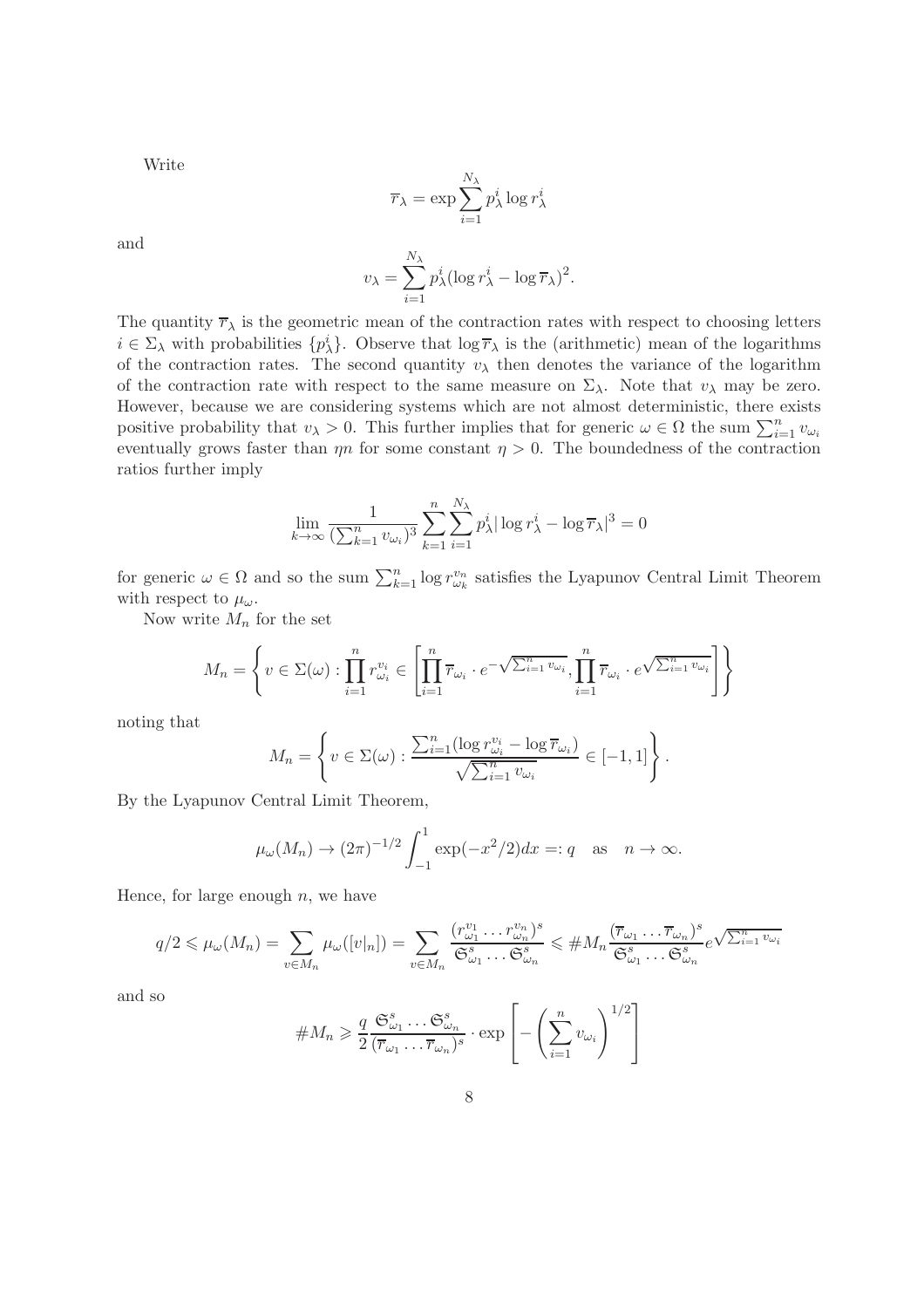Write

$$\overline{r}_\lambda = \exp \sum_{i=1}^{N_\lambda} p_\lambda^i \log r_\lambda^i$$

and

$$v_\lambda = \sum_{i=1}^{N_\lambda} p_\lambda^i (\log r_\lambda^i - \log \overline{r}_\lambda)^2.$$

The quantity $\overline{r}_\lambda$ is the geometric mean of the contraction rates with respect to choosing letters $i \in \Sigma_\lambda$ with probabilities $\{p_\lambda^i\}$. Observe that $\log \overline{r}_\lambda$ is the (arithmetic) mean of the logarithms of the contraction rates. The second quantity $v_\lambda$ then denotes the variance of the logarithm of the contraction rate with respect to the same measure on $\Sigma_\lambda$. Note that $v_\lambda$ may be zero. However, because we are considering systems which are not almost deterministic, there exists positive probability that $v_\lambda > 0$. This further implies that for generic $\omega \in \Omega$ the sum $\sum_{i=1}^n v_{\omega_i}$ eventually grows faster than $\eta n$ for some constant $\eta > 0$. The boundedness of the contraction ratios further imply

$$\lim_{k \to \infty} \frac{1}{(\sum_{k=1}^n v_{\omega_i})^3} \sum_{k=1}^n \sum_{i=1}^{N_\lambda} p_\lambda^i |\log r_\lambda^i - \log \overline{r}_\lambda|^3 = 0$$

for generic $\omega \in \Omega$ and so the sum $\sum_{k=1}^n \log r_{\omega_k}^{v_n}$ satisfies the Lyapunov Central Limit Theorem with respect to $\mu_\omega$.

Now write $M_n$ for the set

$$M_n = \left\{ v \in \Sigma(\omega) : \prod_{i=1}^n r_{\omega_i}^{v_i} \in \left[ \prod_{i=1}^n \overline{r}_{\omega_i} \cdot e^{-\sqrt{\sum_{i=1}^n v_{\omega_i}}}, \prod_{i=1}^n \overline{r}_{\omega_i} \cdot e^{\sqrt{\sum_{i=1}^n v_{\omega_i}}} \right] \right\}$$

noting that

$$M_n = \left\{ v \in \Sigma(\omega) : \frac{\sum_{i=1}^n (\log r_{\omega_i}^{v_i} - \log \overline{r}_{\omega_i})}{\sqrt{\sum_{i=1}^n v_{\omega_i}}} \in [-1, 1] \right\}.$$

By the Lyapunov Central Limit Theorem,

$$\mu_\omega(M_n) \to (2\pi)^{-1/2} \int_{-1}^1 \exp(-x^2/2) dx =: q \quad \text{as} \quad n \to \infty.$$

Hence, for large enough $n$, we have

$$q/2 \leqslant \mu_\omega(M_n) = \sum_{v \in M_n} \mu_\omega([v|_n]) = \sum_{v \in M_n} \frac{(r_{\omega_1}^{v_1} \dots r_{\omega_n}^{v_n})^s}{\mathfrak{S}_{\omega_1}^s \dots \mathfrak{S}_{\omega_n}^s} \leqslant \# M_n \frac{(\overline{r}_{\omega_1} \dots \overline{r}_{\omega_n})^s}{\mathfrak{S}_{\omega_1}^s \dots \mathfrak{S}_{\omega_n}^s} e^{\sqrt{\sum_{i=1}^n v_{\omega_i}}}$$

and so

$$\# M_n \geqslant \frac{q}{2} \frac{\mathfrak{S}_{\omega_1}^s \dots \mathfrak{S}_{\omega_n}^s}{(\overline{r}_{\omega_1} \dots \overline{r}_{\omega_n})^s} \cdot \exp \left[ - \left( \sum_{i=1}^n v_{\omega_i} \right)^{1/2} \right]$$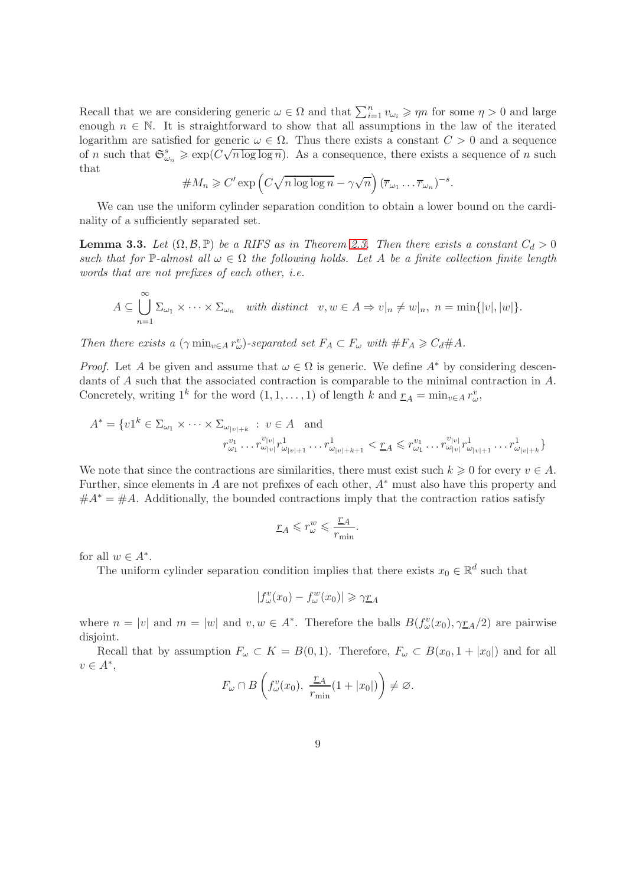Recall that we are considering generic $\omega \in \Omega$ and that $\sum_{i=1}^{n} v_{\omega_i} \geqslant \eta n$ for some $\eta > 0$ and large enough $n \in \mathbb{N}$. It is straightforward to show that all assumptions in the law of the iterated logarithm are satisfied for generic $\omega \in \Omega$. Thus there exists a constant $C > 0$ and a sequence of $n$ such that $\mathfrak{S}^s_{\omega_n} \geqslant \exp(C\sqrt{n \log\log n})$. As a consequence, there exists a sequence of $n$ such that

$$\# M_n \geqslant C' \exp\left(C\sqrt{n\log\log n} - \gamma\sqrt{n}\right)(\overline{r}_{\omega_1}\dots\overline{r}_{\omega_n})^{-s}.$$

We can use the uniform cylinder separation condition to obtain a lower bound on the cardinality of a sufficiently separated set.

**Lemma 3.3.** *Let $(\Omega, \mathcal{B}, \mathbb{P})$ be a RIFS as in Theorem 2.3. Then there exists a constant $C_d > 0$ such that for $\mathbb{P}$-almost all $\omega \in \Omega$ the following holds. Let $A$ be a finite collection finite length words that are not prefixes of each other, i.e.*

$$A \subseteq \bigcup_{n=1}^{\infty} \Sigma_{\omega_1} \times \dots \times \Sigma_{\omega_n} \quad \text{with distinct} \quad v, w \in A \Rightarrow v|_n \neq w|_n,\ n = \min\{|v|, |w|\}.$$

*Then there exists a $(\gamma \min_{v\in A} r^v_\omega)$-separated set $F_A \subset F_\omega$ with $\# F_A \geqslant C_d \# A$.*

*Proof.* Let $A$ be given and assume that $\omega \in \Omega$ is generic. We define $A^*$ by considering descendants of $A$ such that the associated contraction is comparable to the minimal contraction in $A$. Concretely, writing $1^k$ for the word $(1, 1, \dots, 1)$ of length $k$ and $\underline{r}_A = \min_{v\in A} r^v_\omega$,

$$A^* = \{v1^k \in \Sigma_{\omega_1} \times \dots \times \Sigma_{\omega_{|v|+k}} \ : \ v \in A \quad \text{and} \\ r^{v_1}_{\omega_1} \dots r^{v_{|v|}}_{\omega_{|v|}} r^1_{\omega_{|v|+1}} \dots r^1_{\omega_{|v|+k+1}} < \underline{r}_A \leqslant r^{v_1}_{\omega_1} \dots r^{v_{|v|}}_{\omega_{|v|}} r^1_{\omega_{|v|+1}} \dots r^1_{\omega_{|v|+k}}\}$$

We note that since the contractions are similarities, there must exist such $k \geqslant 0$ for every $v \in A$. Further, since elements in $A$ are not prefixes of each other, $A^*$ must also have this property and $\# A^* = \# A$. Additionally, the bounded contractions imply that the contraction ratios satisfy

$$\underline{r}_A \leqslant r^w_\omega \leqslant \frac{\underline{r}_A}{r_{\min}}.$$

for all $w \in A^*$.

The uniform cylinder separation condition implies that there exists $x_0 \in \mathbb{R}^d$ such that

$$|f^v_\omega(x_0) - f^w_\omega(x_0)| \geqslant \gamma \underline{r}_A$$

where $n = |v|$ and $m = |w|$ and $v, w \in A^*$. Therefore the balls $B(f^v_\omega(x_0), \gamma\underline{r}_A/2)$ are pairwise disjoint.

Recall that by assumption $F_\omega \subset K = B(0, 1)$. Therefore, $F_\omega \subset B(x_0, 1 + |x_0|)$ and for all $v \in A^*$,

$$F_\omega \cap B\left(f^v_\omega(x_0),\ \frac{\underline{r}_A}{r_{\min}}(1 + |x_0|)\right) \neq \varnothing.$$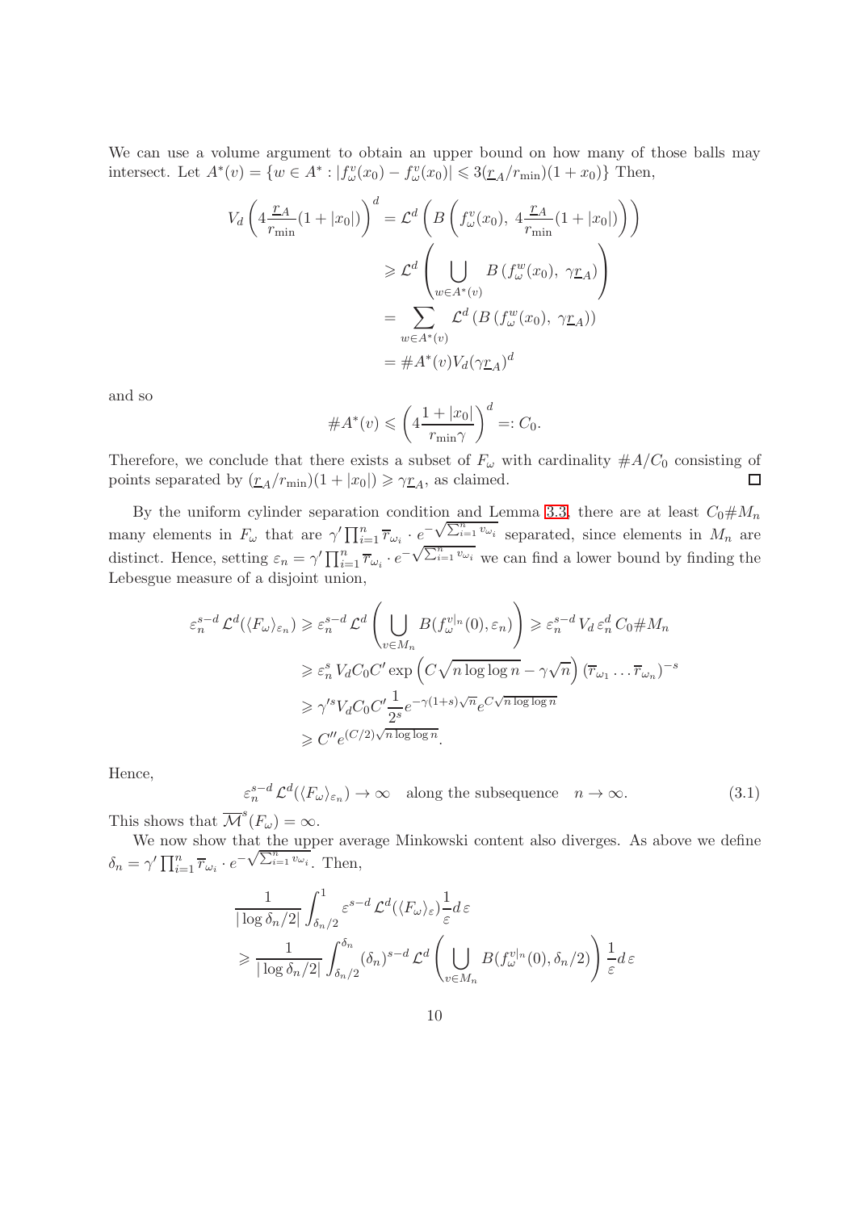We can use a volume argument to obtain an upper bound on how many of those balls may intersect. Let $A^*(v) = \{w \in A^* : |f_\omega^v(x_0) - f_\omega^v(x_0)| \leqslant 3(\underline{r}_A/r_{\min})(1+x_0)\}$ Then,

$$
\begin{aligned}
V_d \left( 4 \frac{\underline{r}_A}{r_{\min}} (1+|x_0|) \right)^d &= \mathcal{L}^d \left( B\left( f_\omega^v(x_0),\ 4\frac{\underline{r}_A}{r_{\min}}(1+|x_0|) \right) \right) \\
&\geqslant \mathcal{L}^d \left( \bigcup_{w \in A^*(v)} B\left(f_\omega^w(x_0),\ \gamma \underline{r}_A\right) \right) \\
&= \sum_{w\in A^*(v)} \mathcal{L}^d \left( B\left(f_\omega^w(x_0),\ \gamma\underline{r}_A\right)\right) \\
&= \# A^*(v) V_d (\gamma \underline{r}_A)^d
\end{aligned}
$$

and so

$$
\# A^*(v) \leqslant \left( 4 \frac{1+|x_0|}{r_{\min}\gamma} \right)^d =: C_0.
$$

Therefore, we conclude that there exists a subset of $F_\omega$ with cardinality $\#A/C_0$ consisting of points separated by $(\underline{r}_A/r_{\min})(1+|x_0|) \geqslant \gamma \underline{r}_A$, as claimed. ◻

By the uniform cylinder separation condition and Lemma 3.3, there are at least $C_0 \# M_n$ many elements in $F_\omega$ that are $\gamma' \prod_{i=1}^n \overline{r}_{\omega_i} \cdot e^{-\sqrt{\sum_{i=1}^n v_{\omega_i}}}$ separated, since elements in $M_n$ are distinct. Hence, setting $\varepsilon_n = \gamma' \prod_{i=1}^n \overline{r}_{\omega_i} \cdot e^{-\sqrt{\sum_{i=1}^n v_{\omega_i}}}$ we can find a lower bound by finding the Lebesgue measure of a disjoint union,

$$
\begin{aligned}
\varepsilon_n^{s-d}\, \mathcal{L}^d(\langle F_\omega \rangle_{\varepsilon_n}) &\geqslant \varepsilon_n^{s-d}\, \mathcal{L}^d\left( \bigcup_{v\in M_n} B(f_\omega^{v|_n}(0), \varepsilon_n) \right) \geqslant \varepsilon_n^{s-d}\, V_d\, \varepsilon_n^d\, C_0 \# M_n \\
&\geqslant \varepsilon_n^s\, V_d C_0 C' \exp\left( C\sqrt{n \log\log n} - \gamma\sqrt{n} \right) (\overline{r}_{\omega_1} \dots \overline{r}_{\omega_n})^{-s} \\
&\geqslant \gamma'^s V_d C_0 C' \frac{1}{2^s} e^{-\gamma(1+s)\sqrt{n}} e^{C\sqrt{n\log\log n}} \\
&\geqslant C'' e^{(C/2)\sqrt{n \log\log n}}.
\end{aligned}
$$

Hence,

$$
\varepsilon_n^{s-d}\, \mathcal{L}^d(\langle F_\omega \rangle_{\varepsilon_n}) \to \infty \quad \text{along the subsequence} \quad n \to \infty. \tag{3.1}
$$

This shows that $\overline{\mathcal{M}}^s(F_\omega) = \infty$.

We now show that the upper average Minkowski content also diverges. As above we define $\delta_n = \gamma' \prod_{i=1}^n \overline{r}_{\omega_i} \cdot e^{-\sqrt{\sum_{i=1}^n v_{\omega_i}}}$. Then,

$$
\begin{aligned}
&\frac{1}{|\log \delta_n/2|} \int_{\delta_n/2}^1 \varepsilon^{s-d}\, \mathcal{L}^d(\langle F_\omega \rangle_\varepsilon) \frac{1}{\varepsilon} d\,\varepsilon \\
&\geqslant \frac{1}{|\log \delta_n/2|} \int_{\delta_n/2}^{\delta_n} (\delta_n)^{s-d}\, \mathcal{L}^d\left( \bigcup_{v\in M_n} B(f_\omega^{v|_n}(0), \delta_n/2) \right) \frac{1}{\varepsilon} d\,\varepsilon
\end{aligned}
$$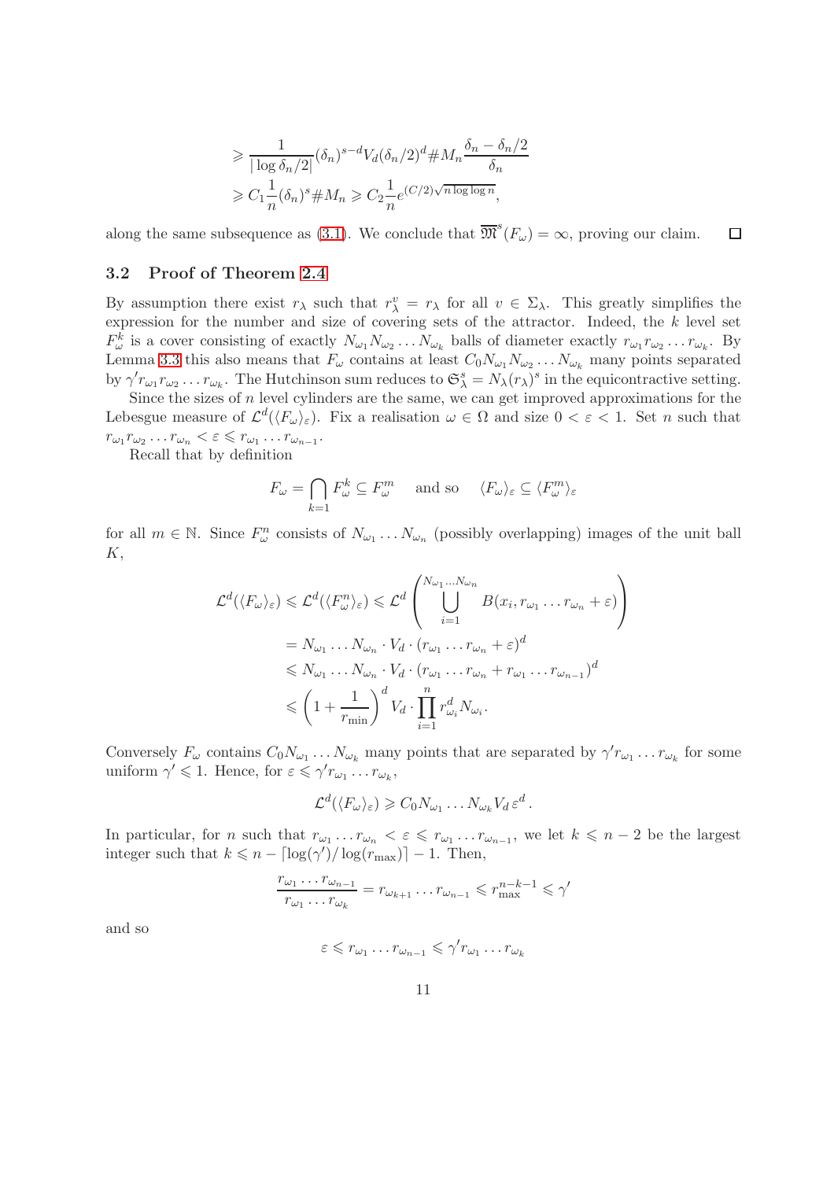$$
\begin{aligned}
&\geqslant \frac{1}{|\log \delta_n/2|}(\delta_n)^{s-d} V_d (\delta_n/2)^d \# M_n \frac{\delta_n - \delta_n/2}{\delta_n} \\
&\geqslant C_1 \frac{1}{n}(\delta_n)^s \# M_n \geqslant C_2 \frac{1}{n} e^{(C/2)\sqrt{n \log\log n}},
\end{aligned}
$$

along the same subsequence as (3.1). We conclude that $\overline{\mathfrak{M}}^s(F_\omega) = \infty$, proving our claim. $\square$

## 3.2 Proof of Theorem 2.4

By assumption there exist $r_\lambda$ such that $r_\lambda^v = r_\lambda$ for all $v \in \Sigma_\lambda$. This greatly simplifies the expression for the number and size of covering sets of the attractor. Indeed, the $k$ level set $F_\omega^k$ is a cover consisting of exactly $N_{\omega_1} N_{\omega_2} \dots N_{\omega_k}$ balls of diameter exactly $r_{\omega_1} r_{\omega_2} \dots r_{\omega_k}$. By Lemma 3.3 this also means that $F_\omega$ contains at least $C_0 N_{\omega_1} N_{\omega_2} \dots N_{\omega_k}$ many points separated by $\gamma' r_{\omega_1} r_{\omega_2} \dots r_{\omega_k}$. The Hutchinson sum reduces to $\mathfrak{S}_\lambda^s = N_\lambda (r_\lambda)^s$ in the equicontractive setting.

Since the sizes of $n$ level cylinders are the same, we can get improved approximations for the Lebesgue measure of $\mathcal{L}^d(\langle F_\omega \rangle_\varepsilon)$. Fix a realisation $\omega \in \Omega$ and size $0 < \varepsilon < 1$. Set $n$ such that $r_{\omega_1} r_{\omega_2} \dots r_{\omega_n} < \varepsilon \leqslant r_{\omega_1} \dots r_{\omega_{n-1}}$.

Recall that by definition

$$
F_\omega = \bigcap_{k=1} F_\omega^k \subseteq F_\omega^m \quad \text{and so} \quad \langle F_\omega \rangle_\varepsilon \subseteq \langle F_\omega^m \rangle_\varepsilon
$$

for all $m \in \mathbb{N}$. Since $F_\omega^n$ consists of $N_{\omega_1} \dots N_{\omega_n}$ (possibly overlapping) images of the unit ball $K$,

$$
\begin{aligned}
\mathcal{L}^d(\langle F_\omega \rangle_\varepsilon) &\leqslant \mathcal{L}^d(\langle F_\omega^n \rangle_\varepsilon) \leqslant \mathcal{L}^d \left( \bigcup_{i=1}^{N_{\omega_1} \dots N_{\omega_n}} B(x_i, r_{\omega_1} \dots r_{\omega_n} + \varepsilon) \right) \\
&= N_{\omega_1} \dots N_{\omega_n} \cdot V_d \cdot (r_{\omega_1} \dots r_{\omega_n} + \varepsilon)^d \\
&\leqslant N_{\omega_1} \dots N_{\omega_n} \cdot V_d \cdot (r_{\omega_1} \dots r_{\omega_n} + r_{\omega_1} \dots r_{\omega_{n-1}})^d \\
&\leqslant \left(1 + \frac{1}{r_{\min}}\right)^d V_d \cdot \prod_{i=1}^n r_{\omega_i}^d N_{\omega_i}.
\end{aligned}
$$

Conversely $F_\omega$ contains $C_0 N_{\omega_1} \dots N_{\omega_k}$ many points that are separated by $\gamma' r_{\omega_1} \dots r_{\omega_k}$ for some uniform $\gamma' \leqslant 1$. Hence, for $\varepsilon \leqslant \gamma' r_{\omega_1} \dots r_{\omega_k}$,

$$
\mathcal{L}^d(\langle F_\omega \rangle_\varepsilon) \geqslant C_0 N_{\omega_1} \dots N_{\omega_k} V_d \, \varepsilon^d .
$$

In particular, for $n$ such that $r_{\omega_1} \dots r_{\omega_n} < \varepsilon \leqslant r_{\omega_1} \dots r_{\omega_{n-1}}$, we let $k \leqslant n-2$ be the largest integer such that $k \leqslant n - \lceil \log(\gamma') / \log(r_{\max}) \rceil - 1$. Then,

$$
\frac{r_{\omega_1} \dots r_{\omega_{n-1}}}{r_{\omega_1} \dots r_{\omega_k}} = r_{\omega_{k+1}} \dots r_{\omega_{n-1}} \leqslant r_{\max}^{n-k-1} \leqslant \gamma'
$$

and so

$$
\varepsilon \leqslant r_{\omega_1} \dots r_{\omega_{n-1}} \leqslant \gamma' r_{\omega_1} \dots r_{\omega_k}
$$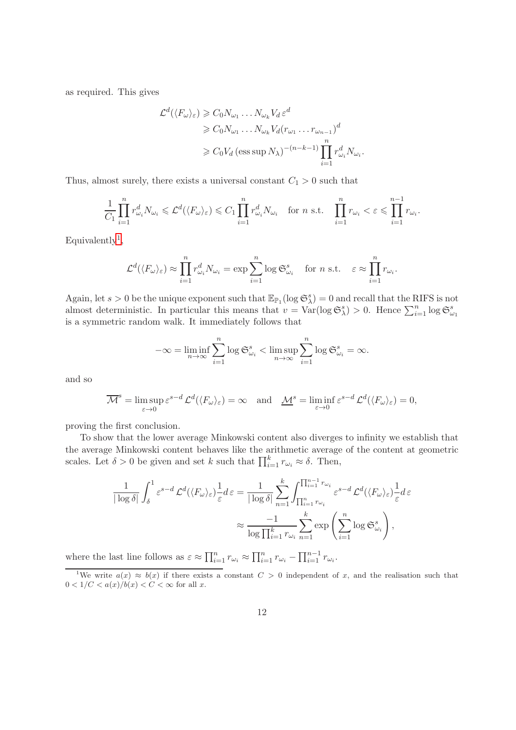as required. This gives

$$
\begin{aligned}
\mathcal{L}^d(\langle F_\omega \rangle_\varepsilon) &\geqslant C_0 N_{\omega_1} \dots N_{\omega_k} V_d \, \varepsilon^d \\
&\geqslant C_0 N_{\omega_1} \dots N_{\omega_k} V_d (r_{\omega_1} \dots r_{\omega_{n-1}})^d \\
&\geqslant C_0 V_d \, (\operatorname{ess\,sup} N_\lambda)^{-(n-k-1)} \prod_{i=1}^{n} r_{\omega_i}^d N_{\omega_i}.
\end{aligned}
$$

Thus, almost surely, there exists a universal constant $C_1 > 0$ such that

$$
\frac{1}{C_1} \prod_{i=1}^{n} r_{\omega_i}^d N_{\omega_i} \leqslant \mathcal{L}^d(\langle F_\omega \rangle_\varepsilon) \leqslant C_1 \prod_{i=1}^{n} r_{\omega_i}^d N_{\omega_i} \quad \text{for } n \text{ s.t.} \quad \prod_{i=1}^{n} r_{\omega_i} < \varepsilon \leqslant \prod_{i=1}^{n-1} r_{\omega_i}.
$$

Equivalently[1],

$$
\mathcal{L}^d(\langle F_\omega \rangle_\varepsilon) \approx \prod_{i=1}^{n} r_{\omega_i}^d N_{\omega_i} = \exp \sum_{i=1}^{n} \log \mathfrak{S}_{\omega_i}^s \quad \text{for } n \text{ s.t.} \quad \varepsilon \approx \prod_{i=1}^{n} r_{\omega_i}.
$$

Again, let $s > 0$ be the unique exponent such that $\mathbb{E}_{\mathbb{P}_1}(\log \mathfrak{S}_\lambda^s) = 0$ and recall that the RIFS is not almost deterministic. In particular this means that $v = \operatorname{Var}(\log \mathfrak{S}_\lambda^s) > 0$. Hence $\sum_{i=1}^{n} \log \mathfrak{S}_{\omega_1}^s$ is a symmetric random walk. It immediately follows that

$$
-\infty = \liminf_{n \to \infty} \sum_{i=1}^{n} \log \mathfrak{S}_{\omega_i}^s < \limsup_{n \to \infty} \sum_{i=1}^{n} \log \mathfrak{S}_{\omega_i}^s = \infty.
$$

and so

$$
\overline{\mathcal{M}}^s = \limsup_{\varepsilon \to 0} \varepsilon^{s-d} \, \mathcal{L}^d(\langle F_\omega \rangle_\varepsilon) = \infty \quad \text{and} \quad \underline{\mathcal{M}}^s = \liminf_{\varepsilon \to 0} \varepsilon^{s-d} \, \mathcal{L}^d(\langle F_\omega \rangle_\varepsilon) = 0,
$$

proving the first conclusion.

To show that the lower average Minkowski content also diverges to infinity we establish that the average Minkowski content behaves like the arithmetic average of the content at geometric scales. Let $\delta > 0$ be given and set $k$ such that $\prod_{i=1}^{k} r_{\omega_i} \approx \delta$. Then,

$$
\begin{aligned}
\frac{1}{|\log \delta|} \int_\delta^1 \varepsilon^{s-d} \, \mathcal{L}^d(\langle F_\omega \rangle_\varepsilon) \frac{1}{\varepsilon} d\varepsilon &= \frac{1}{|\log \delta|} \sum_{n=1}^{k} \int_{\prod_{i=1}^{n} r_{\omega_i}}^{\prod_{i=1}^{n-1} r_{\omega_i}} \varepsilon^{s-d} \, \mathcal{L}^d(\langle F_\omega \rangle_\varepsilon) \frac{1}{\varepsilon} d\varepsilon \\
&\approx \frac{-1}{\log \prod_{i=1}^{k} r_{\omega_i}} \sum_{n=1}^{k} \exp\left( \sum_{i=1}^{n} \log \mathfrak{S}_{\omega_i}^s \right),
\end{aligned}
$$

where the last line follows as $\varepsilon \approx \prod_{i=1}^{n} r_{\omega_i} \approx \prod_{i=1}^{n} r_{\omega_i} - \prod_{i=1}^{n-1} r_{\omega_i}$.

[1] We write $a(x) \approx b(x)$ if there exists a constant $C > 0$ independent of $x$, and the realisation such that $0 < 1/C < a(x)/b(x) < C < \infty$ for all $x$.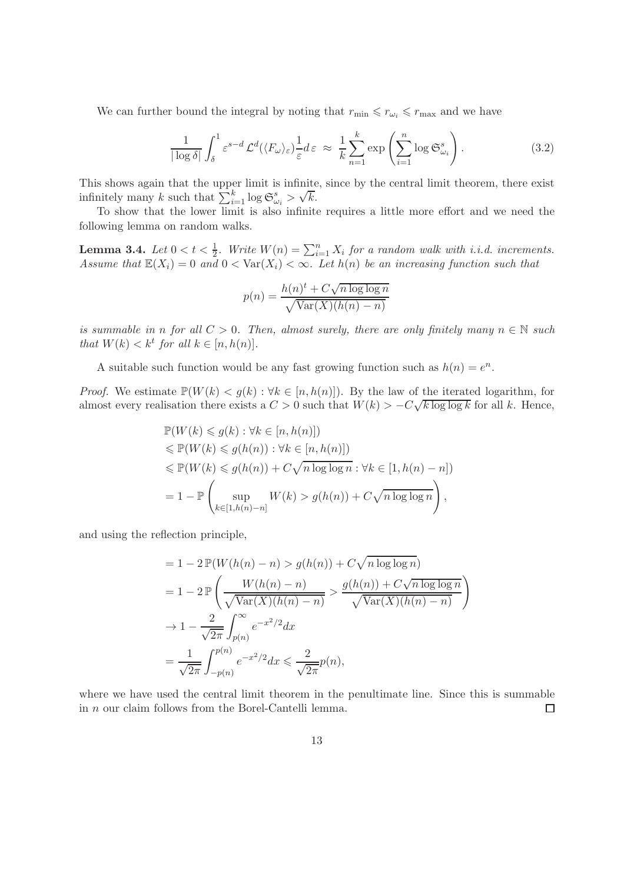We can further bound the integral by noting that $r_{\min} \leqslant r_{\omega_i} \leqslant r_{\max}$ and we have

$$\frac{1}{|\log \delta|} \int_{\delta}^{1} \varepsilon^{s-d} \mathcal{L}^d(\langle F_\omega \rangle_\varepsilon) \frac{1}{\varepsilon} d\varepsilon \approx \frac{1}{k} \sum_{n=1}^{k} \exp\left( \sum_{i=1}^{n} \log \mathfrak{S}^s_{\omega_i} \right). \tag{3.2}$$

This shows again that the upper limit is infinite, since by the central limit theorem, there exist infinitely many $k$ such that $\sum_{i=1}^{k} \log \mathfrak{S}^s_{\omega_i} > \sqrt{k}$.

To show that the lower limit is also infinite requires a little more effort and we need the following lemma on random walks.

**Lemma 3.4.** *Let $0 < t < \frac{1}{2}$. Write $W(n) = \sum_{i=1}^{n} X_i$ for a random walk with i.i.d. increments. Assume that $\mathbb{E}(X_i) = 0$ and $0 < \operatorname{Var}(X_i) < \infty$. Let $h(n)$ be an increasing function such that*

$$p(n) = \frac{h(n)^t + C\sqrt{n \log\log n}}{\sqrt{\operatorname{Var}(X)(h(n) - n)}}$$

*is summable in $n$ for all $C > 0$. Then, almost surely, there are only finitely many $n \in \mathbb{N}$ such that $W(k) < k^t$ for all $k \in [n, h(n)]$.*

A suitable such function would be any fast growing function such as $h(n) = e^n$.

*Proof.* We estimate $\mathbb{P}(W(k) < g(k) : \forall k \in [n, h(n)])$. By the law of the iterated logarithm, for almost every realisation there exists a $C > 0$ such that $W(k) > -C\sqrt{k \log\log k}$ for all $k$. Hence,

$$\begin{aligned}
&\mathbb{P}(W(k) \leqslant g(k) : \forall k \in [n, h(n)]) \\
&\leqslant \mathbb{P}(W(k) \leqslant g(h(n)) : \forall k \in [n, h(n)]) \\
&\leqslant \mathbb{P}(W(k) \leqslant g(h(n)) + C\sqrt{n \log\log n} : \forall k \in [1, h(n) - n]) \\
&= 1 - \mathbb{P}\left( \sup_{k \in [1, h(n)-n]} W(k) > g(h(n)) + C\sqrt{n \log\log n} \right),
\end{aligned}$$

and using the reflection principle,

$$\begin{aligned}
&= 1 - 2\,\mathbb{P}(W(h(n) - n) > g(h(n)) + C\sqrt{n \log\log n}) \\
&= 1 - 2\,\mathbb{P}\left( \frac{W(h(n) - n)}{\sqrt{\operatorname{Var}(X)(h(n) - n)}} > \frac{g(h(n)) + C\sqrt{n \log\log n}}{\sqrt{\operatorname{Var}(X)(h(n) - n)}} \right) \\
&\to 1 - \frac{2}{\sqrt{2\pi}} \int_{p(n)}^{\infty} e^{-x^2/2} dx \\
&= \frac{1}{\sqrt{2\pi}} \int_{-p(n)}^{p(n)} e^{-x^2/2} dx \leqslant \frac{2}{\sqrt{2\pi}} p(n),
\end{aligned}$$

where we have used the central limit theorem in the penultimate line. Since this is summable in $n$ our claim follows from the Borel-Cantelli lemma. $\square$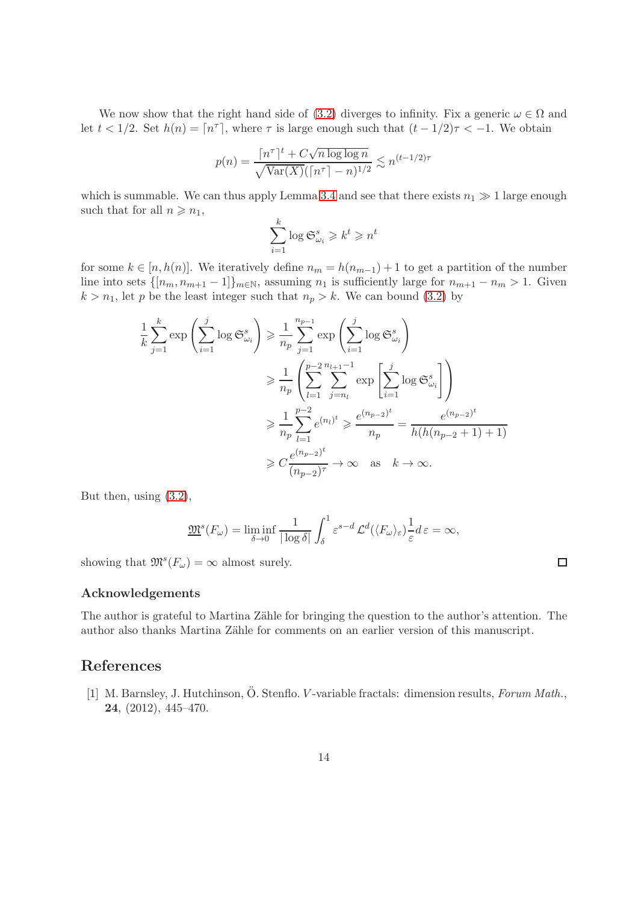We now show that the right hand side of (3.2) diverges to infinity. Fix a generic $\omega \in \Omega$ and let $t < 1/2$. Set $h(n) = \lceil n^\tau \rceil$, where $\tau$ is large enough such that $(t-1/2)\tau < -1$. We obtain

$$p(n) = \frac{\lceil n^\tau \rceil^t + C\sqrt{n \log \log n}}{\sqrt{\mathrm{Var}(X)}(\lceil n^\tau \rceil - n)^{1/2}} \lesssim n^{(t-1/2)\tau}$$

which is summable. We can thus apply Lemma 3.4 and see that there exists $n_1 \gg 1$ large enough such that for all $n \geqslant n_1$,

$$\sum_{i=1}^{k} \log \mathfrak{S}^s_{\omega_i} \geqslant k^t \geqslant n^t$$

for some $k \in [n, h(n)]$. We iteratively define $n_m = h(n_{m-1}) + 1$ to get a partition of the number line into sets $\{[n_m, n_{m+1} - 1]\}_{m \in \mathbb{N}}$, assuming $n_1$ is sufficiently large for $n_{m+1} - n_m > 1$. Given $k > n_1$, let $p$ be the least integer such that $n_p > k$. We can bound (3.2) by

$$\begin{aligned}
\frac{1}{k}\sum_{j=1}^{k} \exp\left(\sum_{i=1}^{j} \log \mathfrak{S}^s_{\omega_i}\right) &\geqslant \frac{1}{n_p}\sum_{j=1}^{n_{p-1}} \exp\left(\sum_{i=1}^{j} \log \mathfrak{S}^s_{\omega_i}\right) \\
&\geqslant \frac{1}{n_p}\left(\sum_{l=1}^{p-2}\sum_{j=n_l}^{n_{l+1}-1} \exp\left[\sum_{i=1}^{j} \log \mathfrak{S}^s_{\omega_i}\right]\right) \\
&\geqslant \frac{1}{n_p}\sum_{l=1}^{p-2} e^{(n_l)^t} \geqslant \frac{e^{(n_{p-2})^t}}{n_p} = \frac{e^{(n_{p-2})^t}}{h(h(n_{p-2}+1)+1)} \\
&\geqslant C\frac{e^{(n_{p-2})^t}}{(n_{p-2})^\tau} \to \infty \quad \text{as} \quad k \to \infty.
\end{aligned}$$

But then, using (3.2),

$$\underline{\mathfrak{M}}^s(F_\omega) = \liminf_{\delta \to 0} \frac{1}{|\log \delta|}\int_\delta^1 \varepsilon^{s-d}\,\mathcal{L}^d(\langle F_\omega \rangle_\varepsilon)\frac{1}{\varepsilon}d\,\varepsilon = \infty,$$

showing that $\mathfrak{M}^s(F_\omega) = \infty$ almost surely. $\square$

### Acknowledgements

The author is grateful to Martina Zähle for bringing the question to the author's attention. The author also thanks Martina Zähle for comments on an earlier version of this manuscript.

## References

[1] M. Barnsley, J. Hutchinson, Ö. Stenflo. $V$-variable fractals: dimension results, *Forum Math.*, **24**, (2012), 445–470.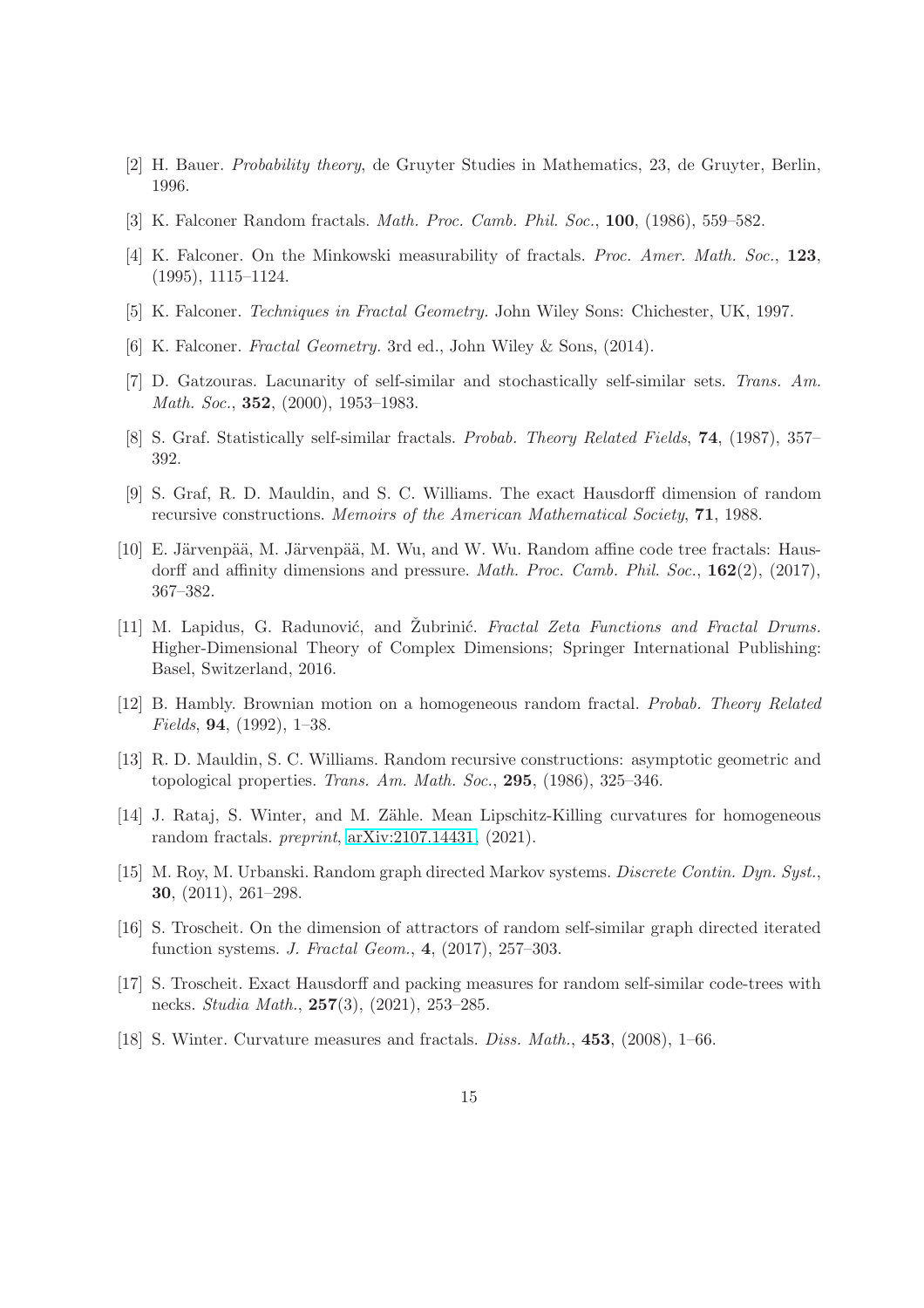[2] H. Bauer. *Probability theory*, de Gruyter Studies in Mathematics, 23, de Gruyter, Berlin, 1996.

[3] K. Falconer Random fractals. *Math. Proc. Camb. Phil. Soc.*, **100**, (1986), 559–582.

[4] K. Falconer. On the Minkowski measurability of fractals. *Proc. Amer. Math. Soc.*, **123**, (1995), 1115–1124.

[5] K. Falconer. *Techniques in Fractal Geometry.* John Wiley Sons: Chichester, UK, 1997.

[6] K. Falconer. *Fractal Geometry.* 3rd ed., John Wiley & Sons, (2014).

[7] D. Gatzouras. Lacunarity of self-similar and stochastically self-similar sets. *Trans. Am. Math. Soc.*, **352**, (2000), 1953–1983.

[8] S. Graf. Statistically self-similar fractals. *Probab. Theory Related Fields*, **74**, (1987), 357–392.

[9] S. Graf, R. D. Mauldin, and S. C. Williams. The exact Hausdorff dimension of random recursive constructions. *Memoirs of the American Mathematical Society*, **71**, 1988.

[10] E. Järvenpää, M. Järvenpää, M. Wu, and W. Wu. Random affine code tree fractals: Hausdorff and affinity dimensions and pressure. *Math. Proc. Camb. Phil. Soc.*, **162**(2), (2017), 367–382.

[11] M. Lapidus, G. Radunović, and Žubrinić. *Fractal Zeta Functions and Fractal Drums.* Higher-Dimensional Theory of Complex Dimensions; Springer International Publishing: Basel, Switzerland, 2016.

[12] B. Hambly. Brownian motion on a homogeneous random fractal. *Probab. Theory Related Fields*, **94**, (1992), 1–38.

[13] R. D. Mauldin, S. C. Williams. Random recursive constructions: asymptotic geometric and topological properties. *Trans. Am. Math. Soc.*, **295**, (1986), 325–346.

[14] J. Rataj, S. Winter, and M. Zähle. Mean Lipschitz-Killing curvatures for homogeneous random fractals. *preprint*, arXiv:2107.14431, (2021).

[15] M. Roy, M. Urbanski. Random graph directed Markov systems. *Discrete Contin. Dyn. Syst.*, **30**, (2011), 261–298.

[16] S. Troscheit. On the dimension of attractors of random self-similar graph directed iterated function systems. *J. Fractal Geom.*, **4**, (2017), 257–303.

[17] S. Troscheit. Exact Hausdorff and packing measures for random self-similar code-trees with necks. *Studia Math.*, **257**(3), (2021), 253–285.

[18] S. Winter. Curvature measures and fractals. *Diss. Math.*, **453**, (2008), 1–66.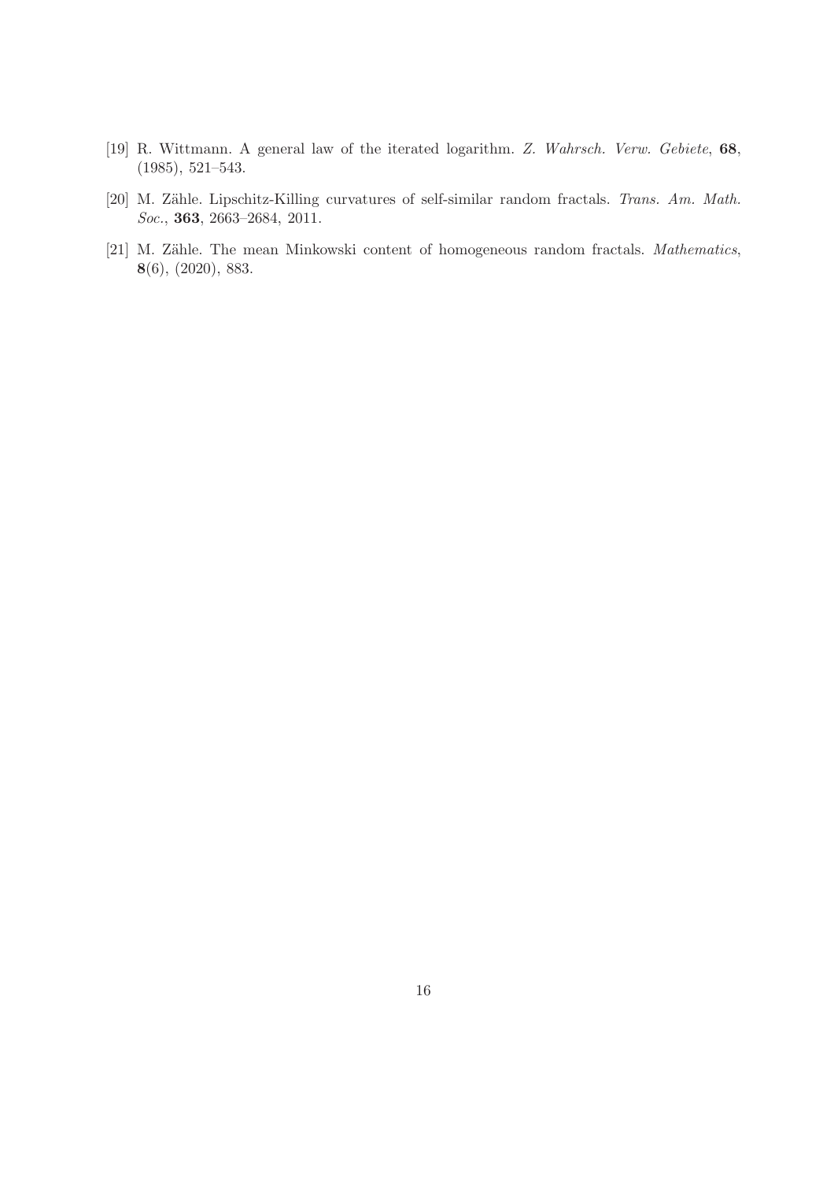[19] R. Wittmann. A general law of the iterated logarithm. *Z. Wahrsch. Verw. Gebiete*, **68**, (1985), 521–543.

[20] M. Zähle. Lipschitz-Killing curvatures of self-similar random fractals. *Trans. Am. Math. Soc.*, **363**, 2663–2684, 2011.

[21] M. Zähle. The mean Minkowski content of homogeneous random fractals. *Mathematics*, **8**(6), (2020), 883.